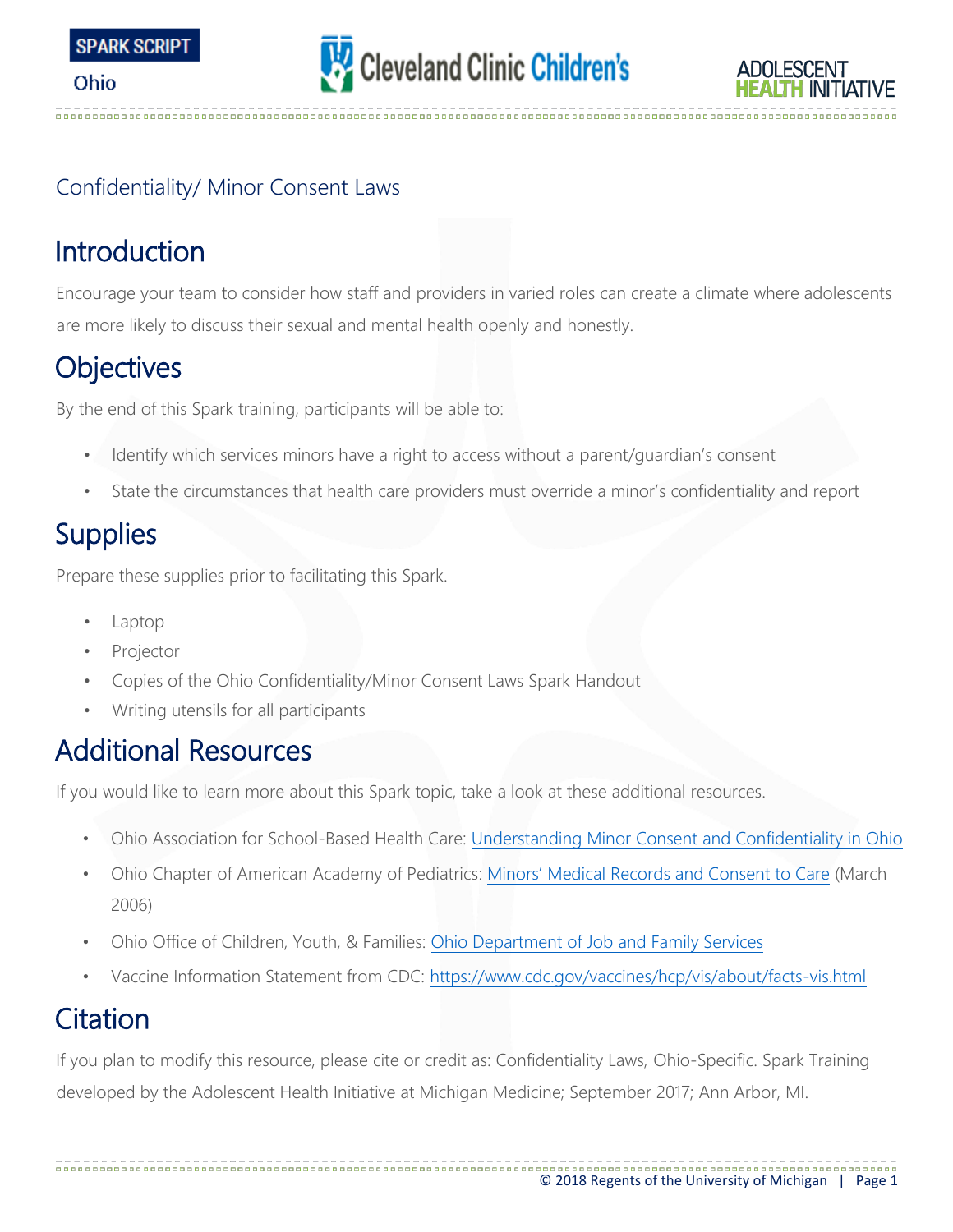SPARK SCRIPT

Ohio

Confidentiality/ Minor Consent Laws

# Introduction

Encourage your team to consider how staff and providers in varied roles can create a climate where adolescents are more likely to discuss their sexual and mental health openly and honestly.

# Objectives

By the end of this Spark training, participants will be able to:

- Identify which services minors have a right to access without a parent/guardian's consent
- State the circumstances that health care providers must override a minor's confidentiality and report

# Supplies

Prepare these supplies prior to facilitating this Spark.

- Laptop
- Projector
- Copies of the Ohio Confidentiality/Minor Consent Laws Spark Handout
- Writing utensils for all participants

# Additional Resources

If you would like to learn more about this Spark topic, take a look at these additional resources.

- Ohio Association for School-Based Health Care: Understanding Minor Consent and Confidentiality in Ohio
- Ohio Chapter of American Academy of Pediatrics: Minors' Medical Records and Consent to Care (March 2006)
- Ohio Office of Children, Youth, & Families: Ohio Department of Job and Family Services
- Vaccine Information Statement from CDC: https://www.cdc.gov/vaccines/hcp/vis/about/facts-vis.html

# Citation

If you plan to modify this resource, please cite or credit as: Confidentiality Laws, Ohio-Specific. Spark Training developed by the Adolescent Health Initiative at Michigan Medicine; September 2017; Ann Arbor, MI.

© 2018 Regents of the University of Michigan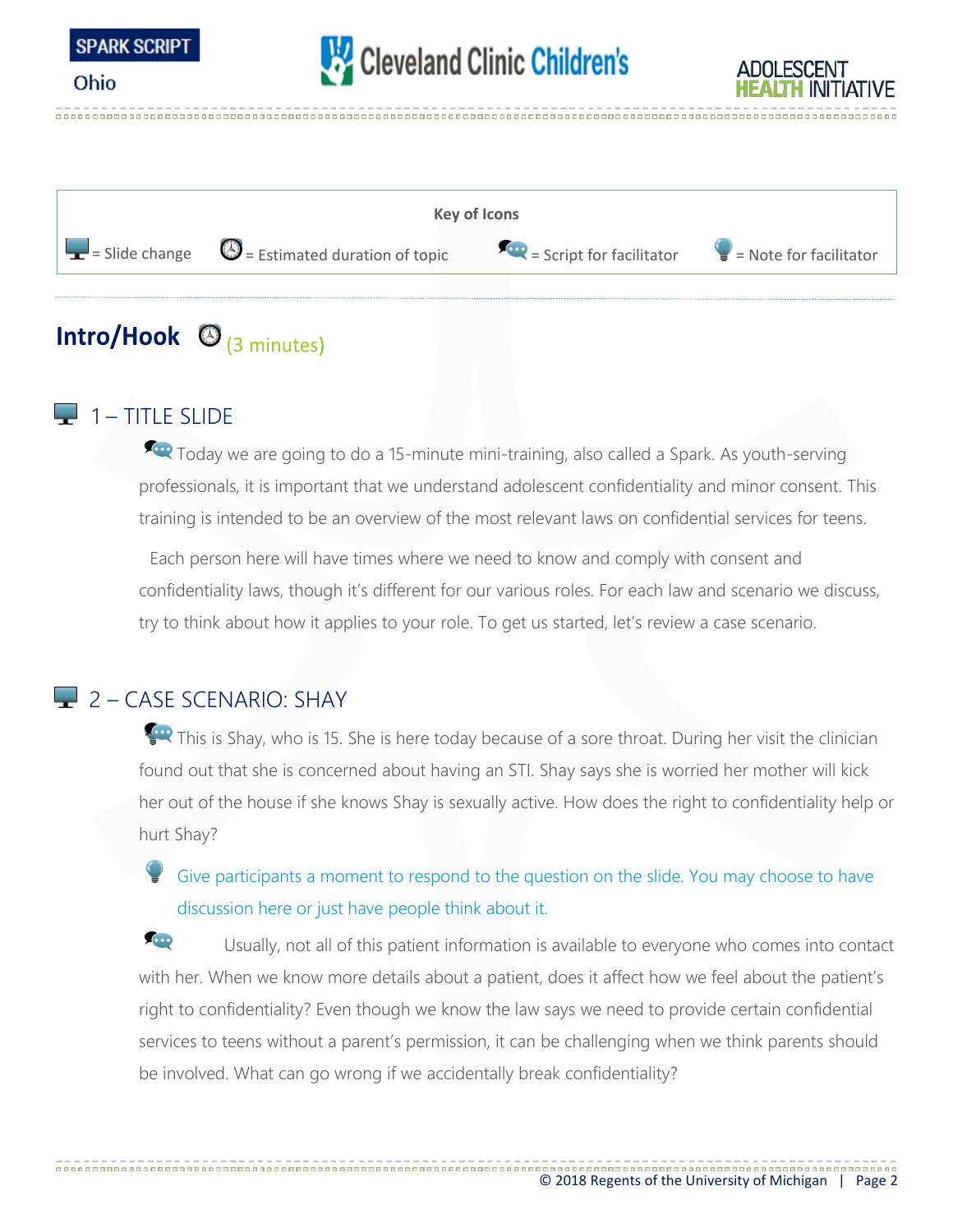| Key of Icons | | | |
|---|---|---|---|
| = Slide change | = Estimated duration of topic | = Script for facilitator | = Note for facilitator |

## Intro/Hook (3 minutes)

### 1 – TITLE SLIDE

Today we are going to do a 15-minute mini-training, also called a Spark. As youth-serving professionals, it is important that we understand adolescent confidentiality and minor consent. This training is intended to be an overview of the most relevant laws on confidential services for teens.

Each person here will have times where we need to know and comply with consent and confidentiality laws, though it's different for our various roles. For each law and scenario we discuss, try to think about how it applies to your role. To get us started, let's review a case scenario.

### 2 – CASE SCENARIO: SHAY

This is Shay, who is 15. She is here today because of a sore throat. During her visit the clinician found out that she is concerned about having an STI. Shay says she is worried her mother will kick her out of the house if she knows Shay is sexually active. How does the right to confidentiality help or hurt Shay?

Give participants a moment to respond to the question on the slide. You may choose to have discussion here or just have people think about it.

Usually, not all of this patient information is available to everyone who comes into contact with her. When we know more details about a patient, does it affect how we feel about the patient's right to confidentiality? Even though we know the law says we need to provide certain confidential services to teens without a parent's permission, it can be challenging when we think parents should be involved. What can go wrong if we accidentally break confidentiality?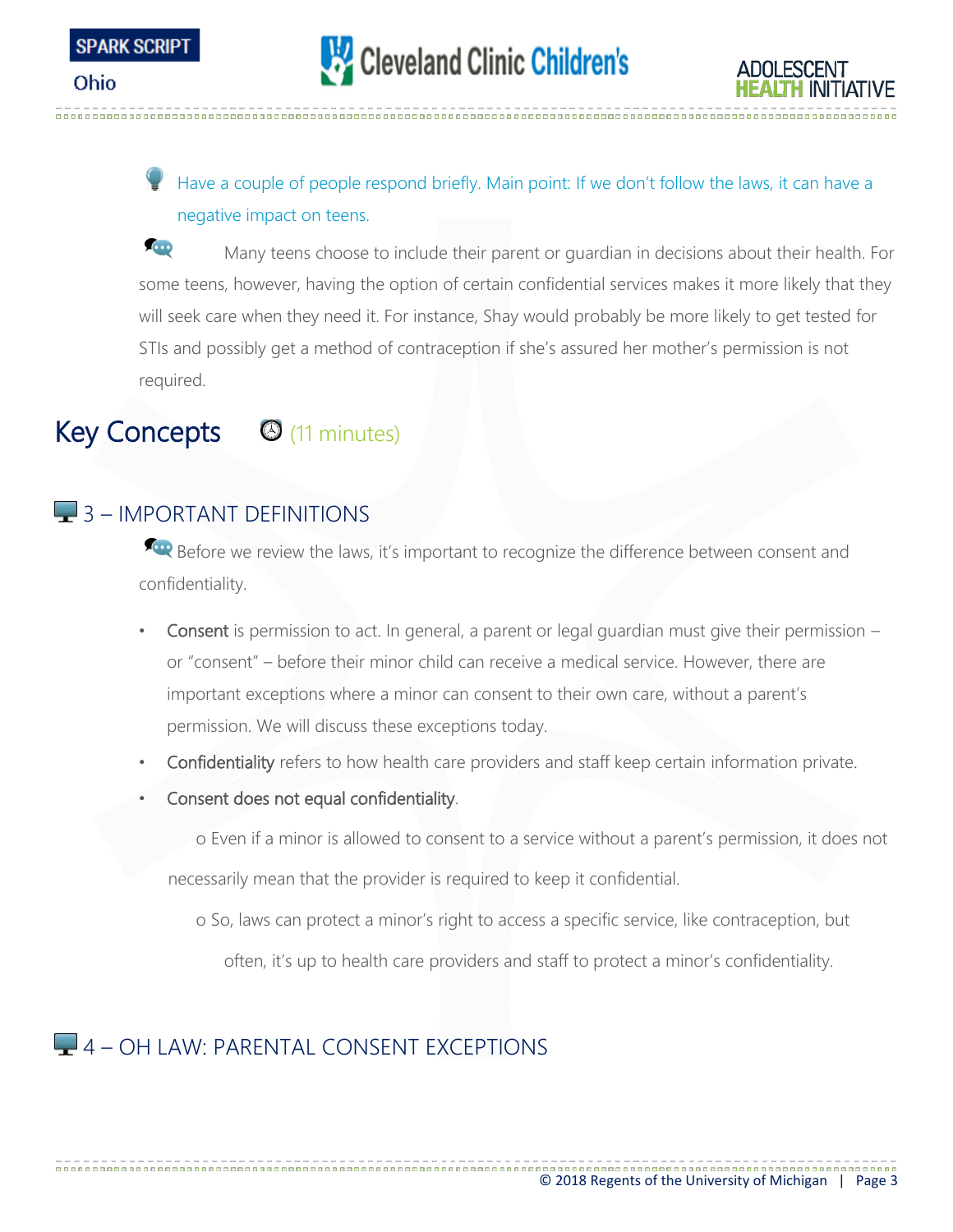Have a couple of people respond briefly. Main point: If we don't follow the laws, it can have a negative impact on teens.

Many teens choose to include their parent or guardian in decisions about their health. For some teens, however, having the option of certain confidential services makes it more likely that they will seek care when they need it. For instance, Shay would probably be more likely to get tested for STIs and possibly get a method of contraception if she's assured her mother's permission is not required.

# Key Concepts (11 minutes)

## 3 – IMPORTANT DEFINITIONS

Before we review the laws, it's important to recognize the difference between consent and confidentiality.

- **Consent** is permission to act. In general, a parent or legal guardian must give their permission – or "consent" – before their minor child can receive a medical service. However, there are important exceptions where a minor can consent to their own care, without a parent's permission. We will discuss these exceptions today.
- **Confidentiality** refers to how health care providers and staff keep certain information private.
- **Consent does not equal confidentiality**.
    - Even if a minor is allowed to consent to a service without a parent's permission, it does not necessarily mean that the provider is required to keep it confidential.
    - So, laws can protect a minor's right to access a specific service, like contraception, but often, it's up to health care providers and staff to protect a minor's confidentiality.

## 4 – OH LAW: PARENTAL CONSENT EXCEPTIONS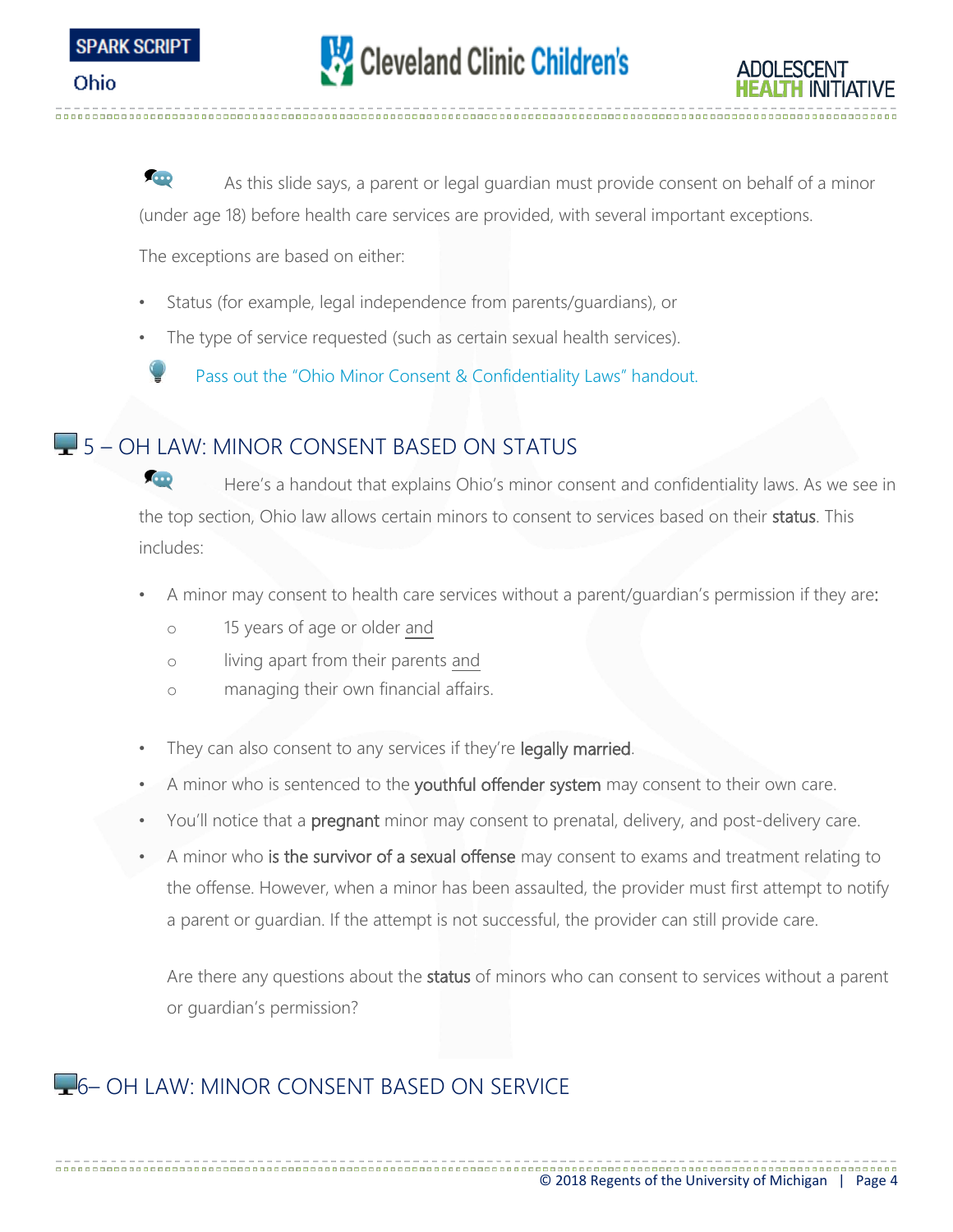As this slide says, a parent or legal guardian must provide consent on behalf of a minor (under age 18) before health care services are provided, with several important exceptions.

The exceptions are based on either:

- Status (for example, legal independence from parents/guardians), or
- The type of service requested (such as certain sexual health services).

Pass out the "Ohio Minor Consent & Confidentiality Laws" handout.

## 5 – OH LAW: MINOR CONSENT BASED ON STATUS

Here's a handout that explains Ohio's minor consent and confidentiality laws. As we see in the top section, Ohio law allows certain minors to consent to services based on their **status**. This includes:

- A minor may consent to health care services without a parent/guardian's permission if they are:
  - 15 years of age or older <u>and</u>
  - living apart from their parents <u>and</u>
  - managing their own financial affairs.

- They can also consent to any services if they're **legally married**.
- A minor who is sentenced to the **youthful offender system** may consent to their own care.
- You'll notice that a **pregnant** minor may consent to prenatal, delivery, and post-delivery care.
- A minor who **is the survivor of a sexual offense** may consent to exams and treatment relating to the offense. However, when a minor has been assaulted, the provider must first attempt to notify a parent or guardian. If the attempt is not successful, the provider can still provide care.

  Are there any questions about the **status** of minors who can consent to services without a parent or guardian's permission?

## 6– OH LAW: MINOR CONSENT BASED ON SERVICE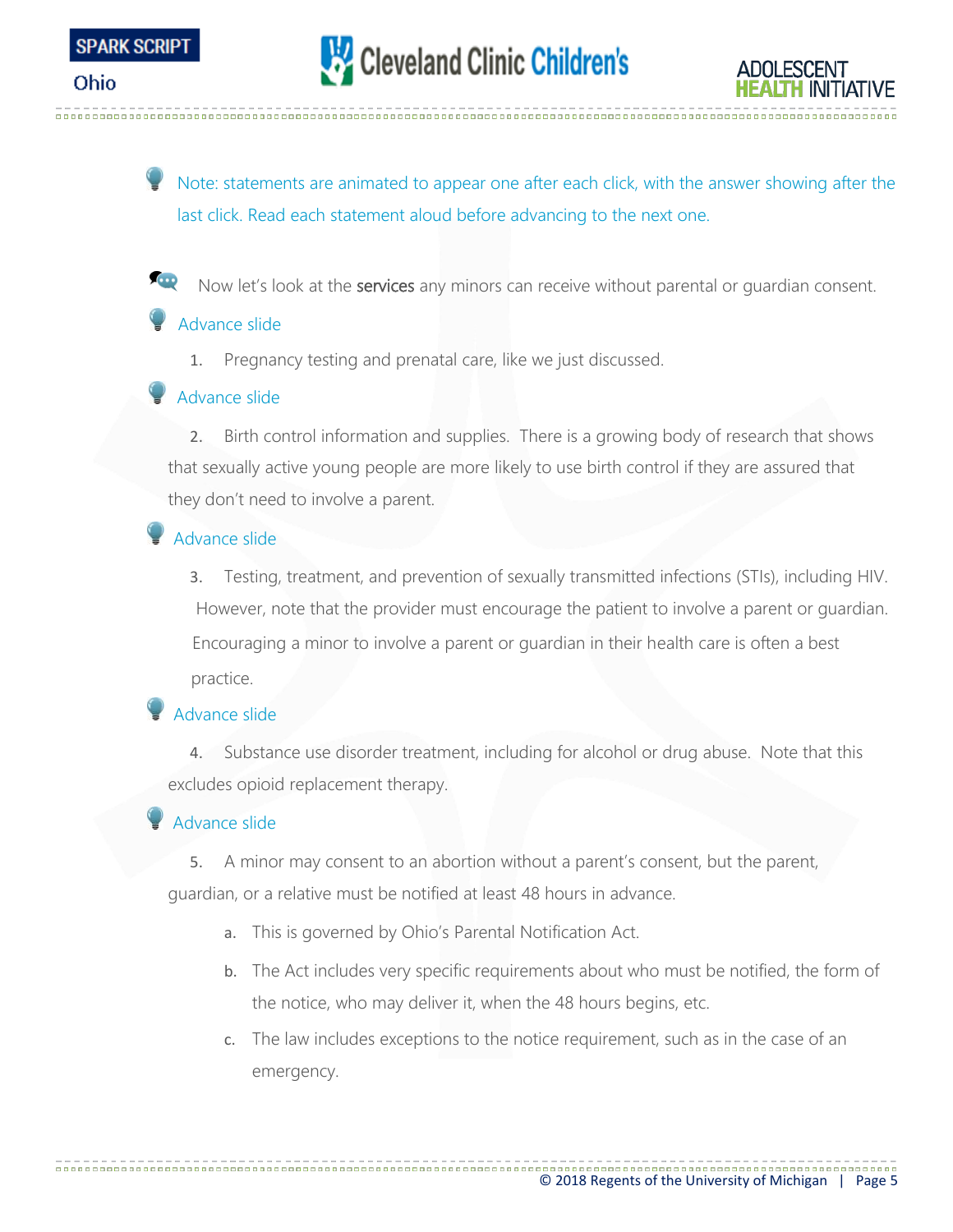Note: statements are animated to appear one after each click, with the answer showing after the last click. Read each statement aloud before advancing to the next one.

Now let's look at the **services** any minors can receive without parental or guardian consent.

Advance slide

1. Pregnancy testing and prenatal care, like we just discussed.

Advance slide

2. Birth control information and supplies. There is a growing body of research that shows that sexually active young people are more likely to use birth control if they are assured that they don't need to involve a parent.

Advance slide

3. Testing, treatment, and prevention of sexually transmitted infections (STIs), including HIV. However, note that the provider must encourage the patient to involve a parent or guardian. Encouraging a minor to involve a parent or guardian in their health care is often a best practice.

Advance slide

4. Substance use disorder treatment, including for alcohol or drug abuse. Note that this excludes opioid replacement therapy.

Advance slide

5. A minor may consent to an abortion without a parent's consent, but the parent, guardian, or a relative must be notified at least 48 hours in advance.
   a. This is governed by Ohio's Parental Notification Act.
   b. The Act includes very specific requirements about who must be notified, the form of the notice, who may deliver it, when the 48 hours begins, etc.
   c. The law includes exceptions to the notice requirement, such as in the case of an emergency.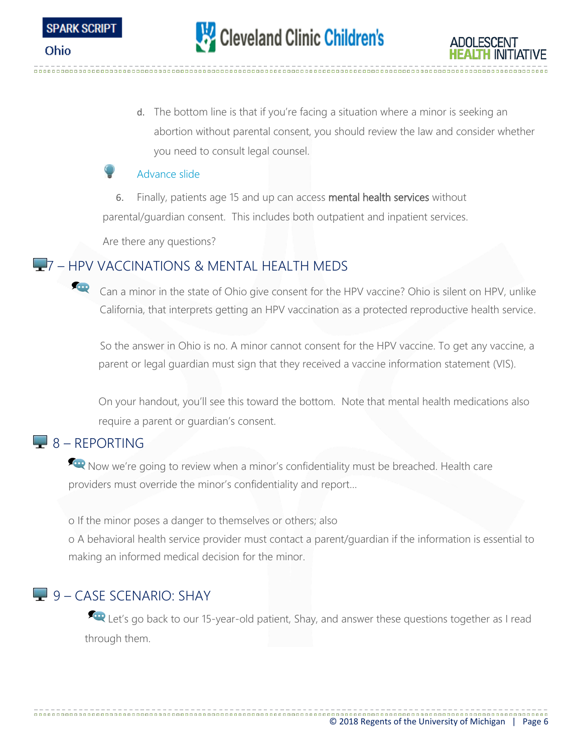d. The bottom line is that if you're facing a situation where a minor is seeking an abortion without parental consent, you should review the law and consider whether you need to consult legal counsel.

Advance slide

6. Finally, patients age 15 and up can access **mental health services** without parental/guardian consent. This includes both outpatient and inpatient services.

Are there any questions?

## 7 – HPV VACCINATIONS & MENTAL HEALTH MEDS

Can a minor in the state of Ohio give consent for the HPV vaccine? Ohio is silent on HPV, unlike California, that interprets getting an HPV vaccination as a protected reproductive health service.

So the answer in Ohio is no. A minor cannot consent for the HPV vaccine. To get any vaccine, a parent or legal guardian must sign that they received a vaccine information statement (VIS).

On your handout, you'll see this toward the bottom. Note that mental health medications also require a parent or guardian's consent.

## 8 – REPORTING

Now we're going to review when a minor's confidentiality must be breached. Health care providers must override the minor's confidentiality and report…

- If the minor poses a danger to themselves or others; also
- A behavioral health service provider must contact a parent/guardian if the information is essential to making an informed medical decision for the minor.

## 9 – CASE SCENARIO: SHAY

Let's go back to our 15-year-old patient, Shay, and answer these questions together as I read through them.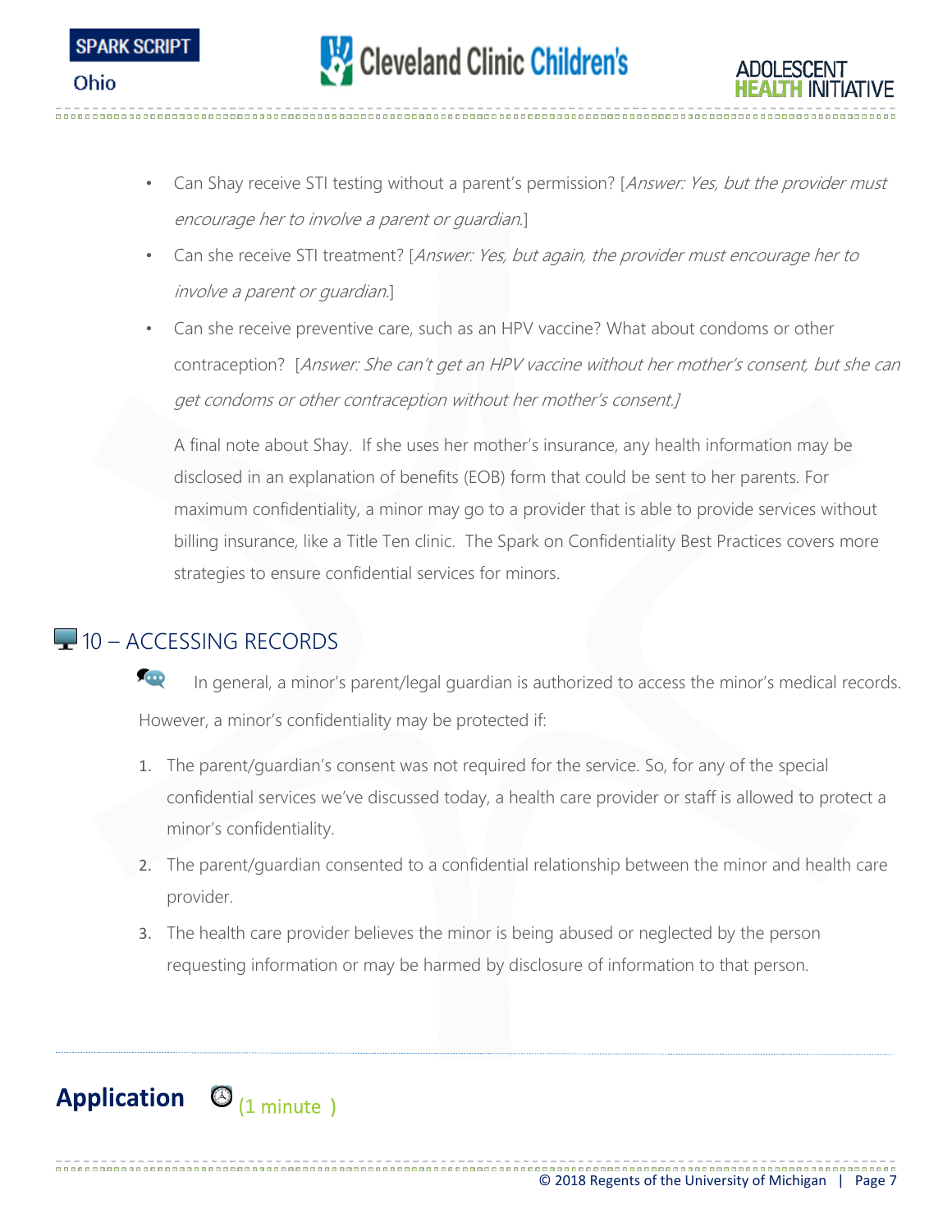- Can Shay receive STI testing without a parent's permission? [*Answer: Yes, but the provider must encourage her to involve a parent or guardian.*]
- Can she receive STI treatment? [*Answer: Yes, but again, the provider must encourage her to involve a parent or guardian.*]
- Can she receive preventive care, such as an HPV vaccine? What about condoms or other contraception? [*Answer: She can't get an HPV vaccine without her mother's consent, but she can get condoms or other contraception without her mother's consent.*]

  A final note about Shay. If she uses her mother's insurance, any health information may be disclosed in an explanation of benefits (EOB) form that could be sent to her parents. For maximum confidentiality, a minor may go to a provider that is able to provide services without billing insurance, like a Title Ten clinic. The Spark on Confidentiality Best Practices covers more strategies to ensure confidential services for minors.

## 10 – ACCESSING RECORDS

In general, a minor's parent/legal guardian is authorized to access the minor's medical records. However, a minor's confidentiality may be protected if:

1. The parent/guardian's consent was not required for the service. So, for any of the special confidential services we've discussed today, a health care provider or staff is allowed to protect a minor's confidentiality.
2. The parent/guardian consented to a confidential relationship between the minor and health care provider.
3. The health care provider believes the minor is being abused or neglected by the person requesting information or may be harmed by disclosure of information to that person.

## Application (1 minute)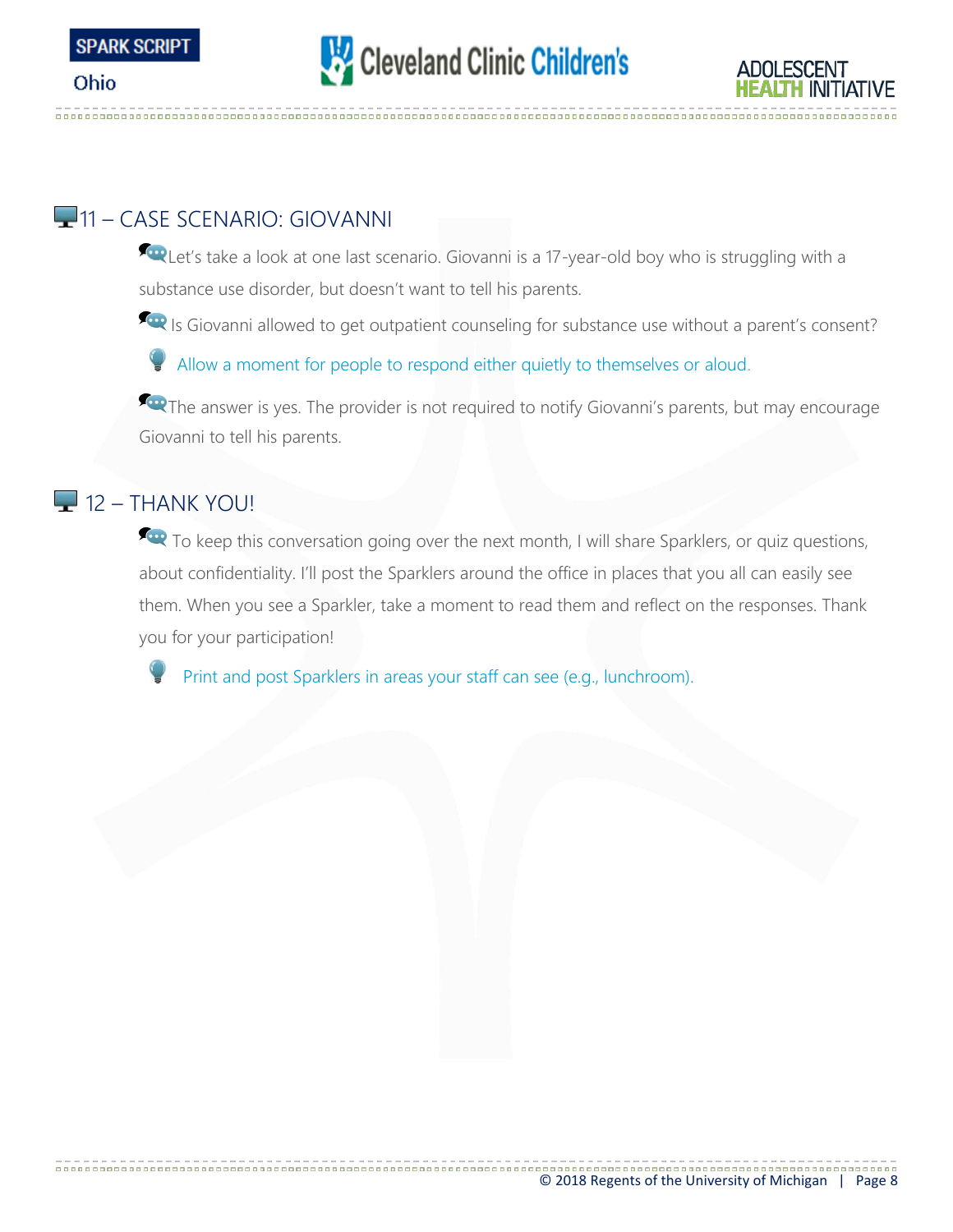## 11 – CASE SCENARIO: GIOVANNI

Let's take a look at one last scenario. Giovanni is a 17-year-old boy who is struggling with a substance use disorder, but doesn't want to tell his parents.

Is Giovanni allowed to get outpatient counseling for substance use without a parent's consent?

Allow a moment for people to respond either quietly to themselves or aloud.

The answer is yes. The provider is not required to notify Giovanni's parents, but may encourage Giovanni to tell his parents.

## 12 – THANK YOU!

To keep this conversation going over the next month, I will share Sparklers, or quiz questions, about confidentiality. I'll post the Sparklers around the office in places that you all can easily see them. When you see a Sparkler, take a moment to read them and reflect on the responses. Thank you for your participation!

Print and post Sparklers in areas your staff can see (e.g., lunchroom).